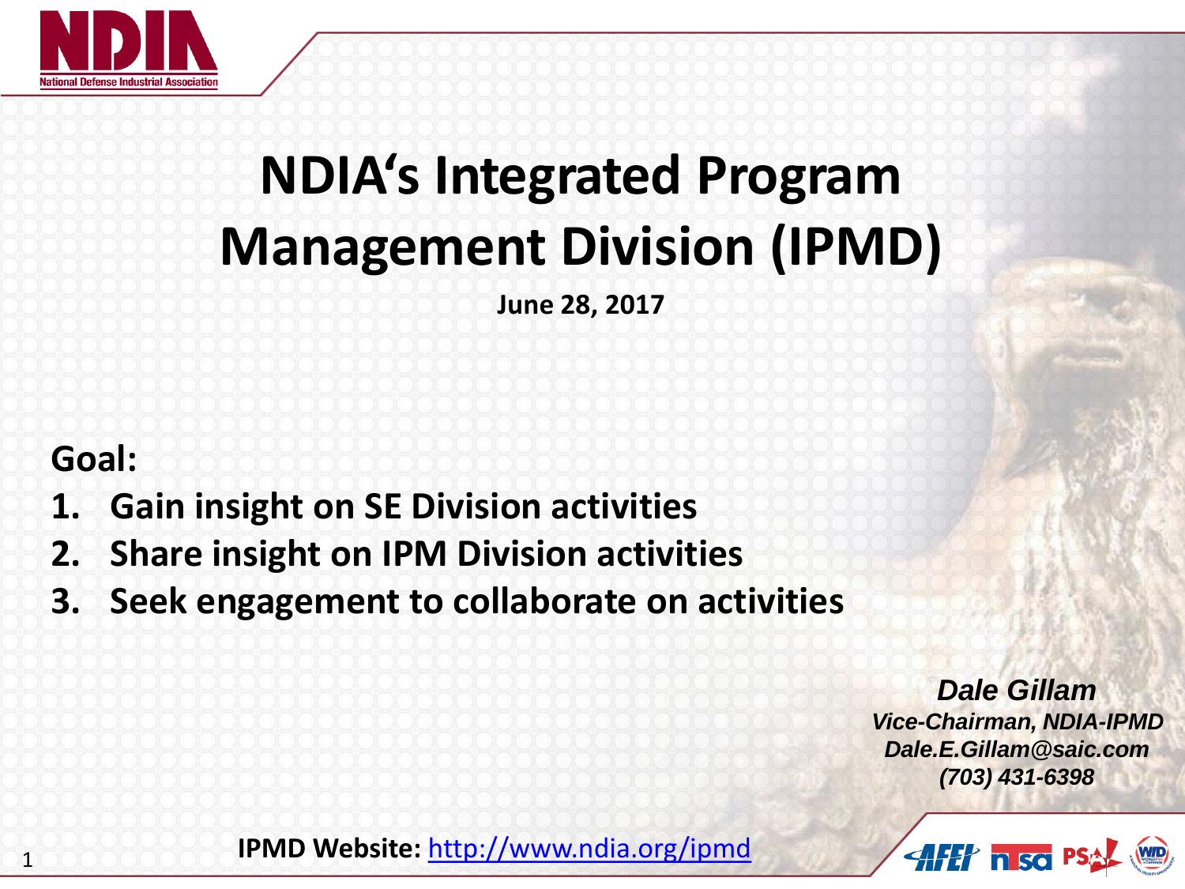# NDIA's Integrated Program Management Division (IPMD)

**June 28, 2017**

**Goal:**

1. **Gain insight on SE Division activities**
2. **Share insight on IPM Division activities**
3. **Seek engagement to collaborate on activities**

***Dale Gillam***
***Vice-Chairman, NDIA-IPMD***
***Dale.E.Gillam@saic.com***
***(703) 431-6398***

**IPMD Website:** http://www.ndia.org/ipmd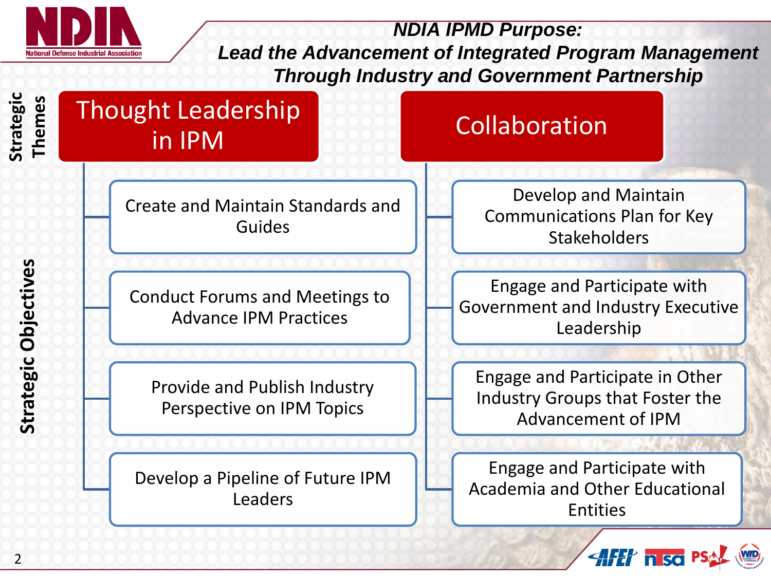# NDIA IPMD Purpose:

## *Lead the Advancement of Integrated Program Management Through Industry and Government Partnership*

**Strategic Themes**

**Strategic Objectives**

### Thought Leadership in IPM

- Create and Maintain Standards and Guides
- Conduct Forums and Meetings to Advance IPM Practices
- Provide and Publish Industry Perspective on IPM Topics
- Develop a Pipeline of Future IPM Leaders

### Collaboration

- Develop and Maintain Communications Plan for Key Stakeholders
- Engage and Participate with Government and Industry Executive Leadership
- Engage and Participate in Other Industry Groups that Foster the Advancement of IPM
- Engage and Participate with Academia and Other Educational Entities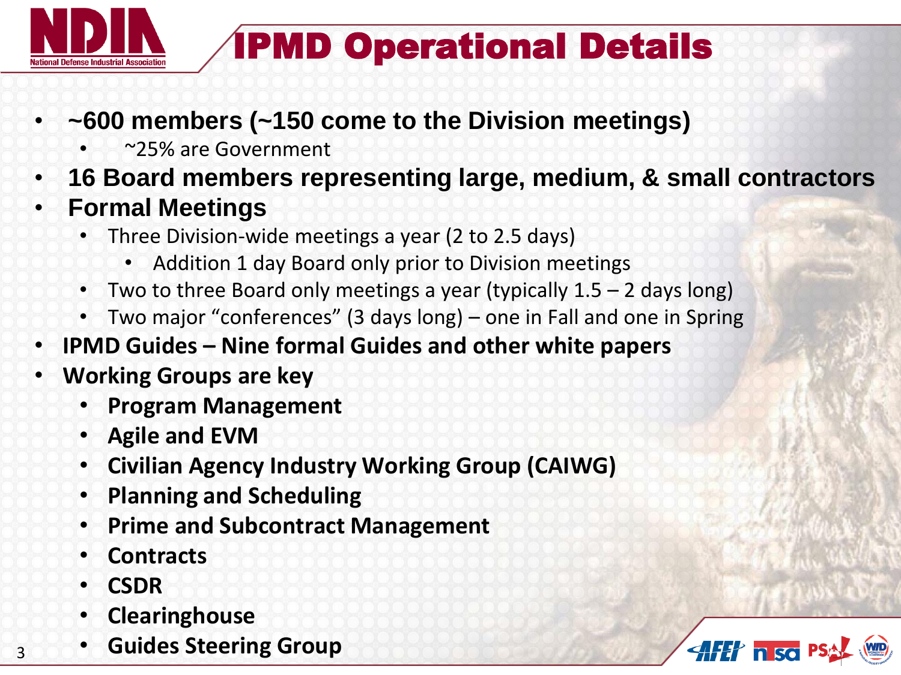# IPMD Operational Details

- **~600 members (~150 come to the Division meetings)**
  - ~25% are Government
- **16 Board members representing large, medium, & small contractors**
- **Formal Meetings**
  - Three Division-wide meetings a year (2 to 2.5 days)
    - Addition 1 day Board only prior to Division meetings
  - Two to three Board only meetings a year (typically 1.5 – 2 days long)
  - Two major "conferences" (3 days long) – one in Fall and one in Spring
- **IPMD Guides – Nine formal Guides and other white papers**
- **Working Groups are key**
  - **Program Management**
  - **Agile and EVM**
  - **Civilian Agency Industry Working Group (CAIWG)**
  - **Planning and Scheduling**
  - **Prime and Subcontract Management**
  - **Contracts**
  - **CSDR**
  - **Clearinghouse**
  - **Guides Steering Group**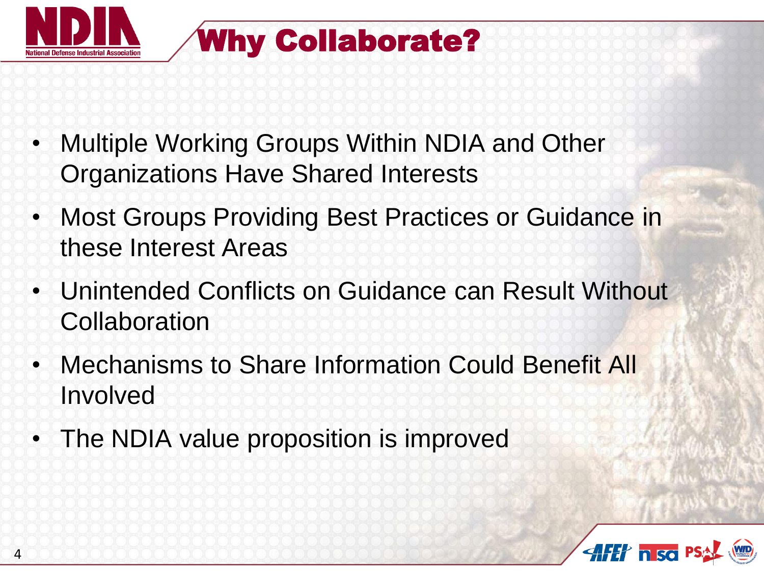# Why Collaborate?

- Multiple Working Groups Within NDIA and Other Organizations Have Shared Interests
- Most Groups Providing Best Practices or Guidance in these Interest Areas
- Unintended Conflicts on Guidance can Result Without Collaboration
- Mechanisms to Share Information Could Benefit All Involved
- The NDIA value proposition is improved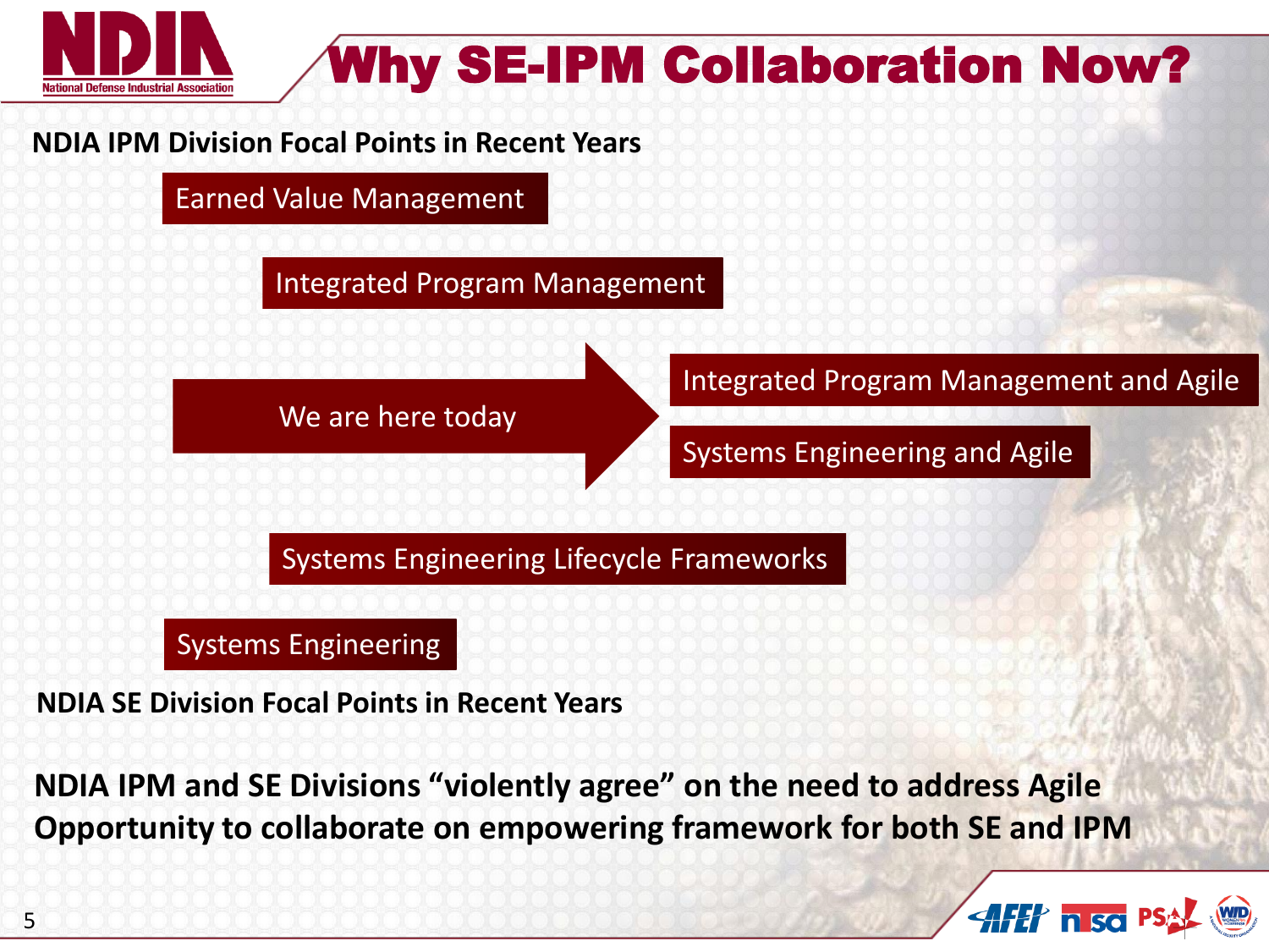# Why SE-IPM Collaboration Now?

**NDIA IPM Division Focal Points in Recent Years**

Earned Value Management

Integrated Program Management

We are here today

Integrated Program Management and Agile

Systems Engineering and Agile

Systems Engineering Lifecycle Frameworks

Systems Engineering

**NDIA SE Division Focal Points in Recent Years**

**NDIA IPM and SE Divisions "violently agree" on the need to address Agile**
**Opportunity to collaborate on empowering framework for both SE and IPM**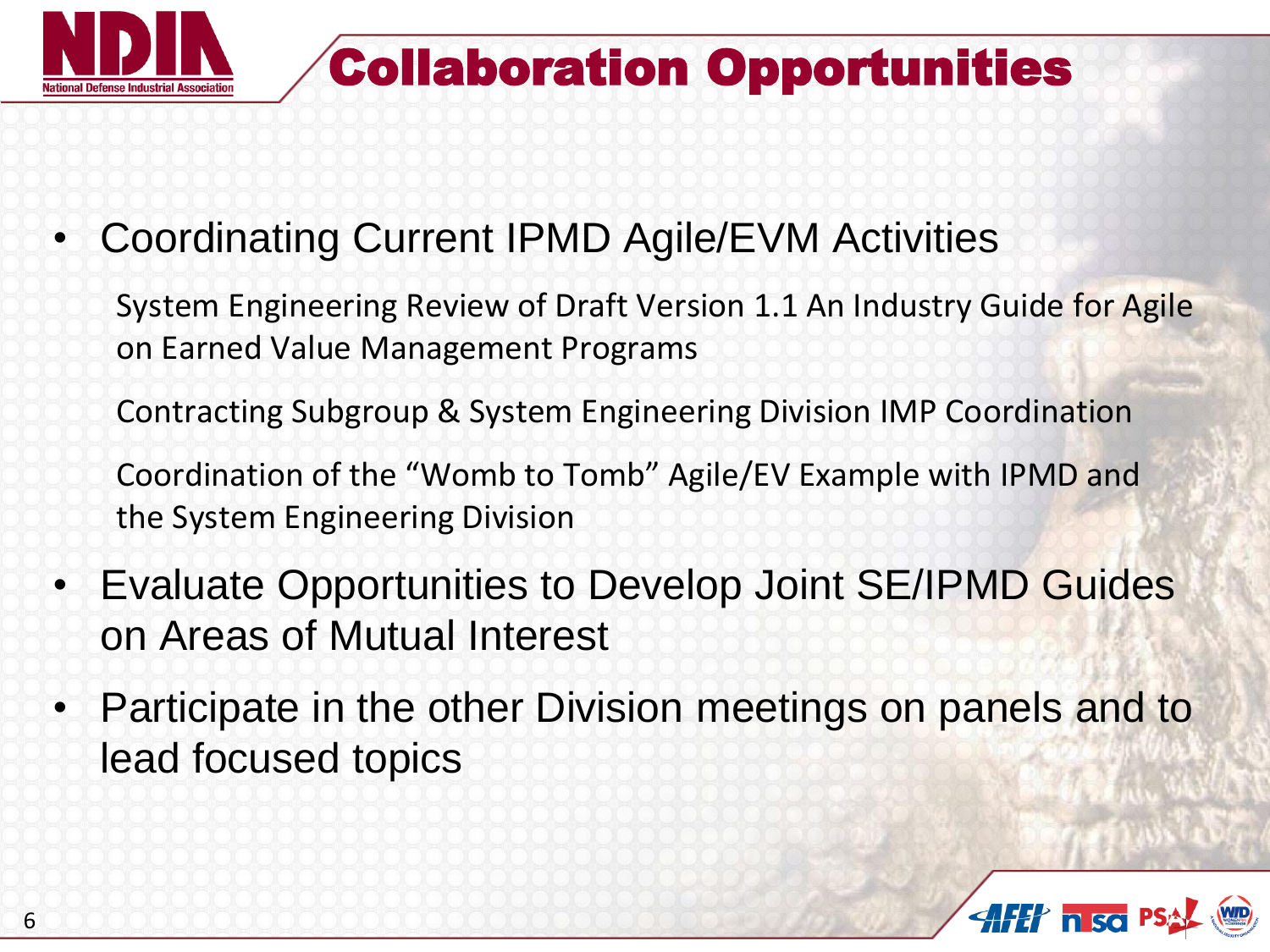# Collaboration Opportunities

- Coordinating Current IPMD Agile/EVM Activities
  - System Engineering Review of Draft Version 1.1 An Industry Guide for Agile on Earned Value Management Programs
  - Contracting Subgroup & System Engineering Division IMP Coordination
  - Coordination of the “Womb to Tomb” Agile/EV Example with IPMD and the System Engineering Division
- Evaluate Opportunities to Develop Joint SE/IPMD Guides on Areas of Mutual Interest
- Participate in the other Division meetings on panels and to lead focused topics